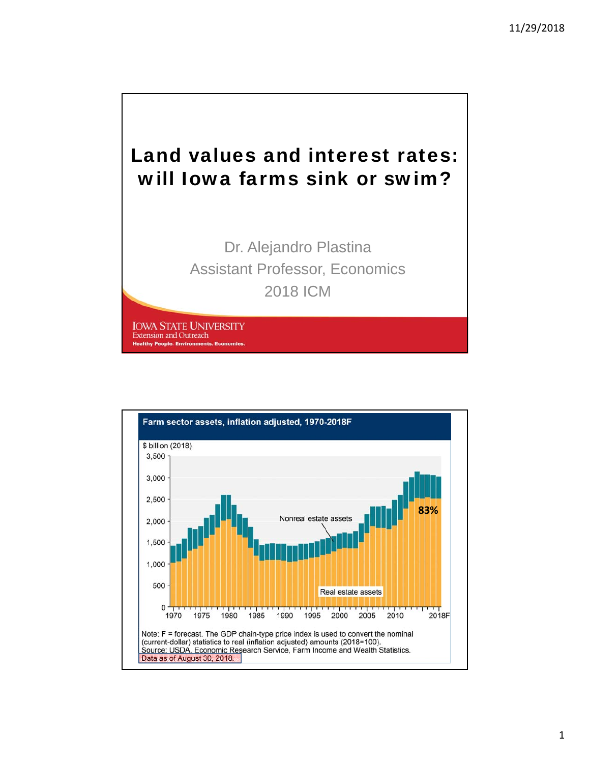# Land values and interest rates: will Iowa farms sink or swim?

Dr. Alejandro Plastina

Assistant Professor, Economics

2018 ICM

IOWA STATE UNIVERSITY
Extension and Outreach
Healthy People. Environments. Economies.

---

**Farm sector assets, inflation adjusted, 1970-2018F**

$ billion (2018)

Nonreal estate assets

Real estate assets

83%

Note: F = forecast. The GDP chain-type price index is used to convert the nominal (current-dollar) statistics to real (inflation adjusted) amounts (2018=100).
Source: USDA, Economic Research Service, Farm Income and Wealth Statistics.
Data as of August 30, 2018.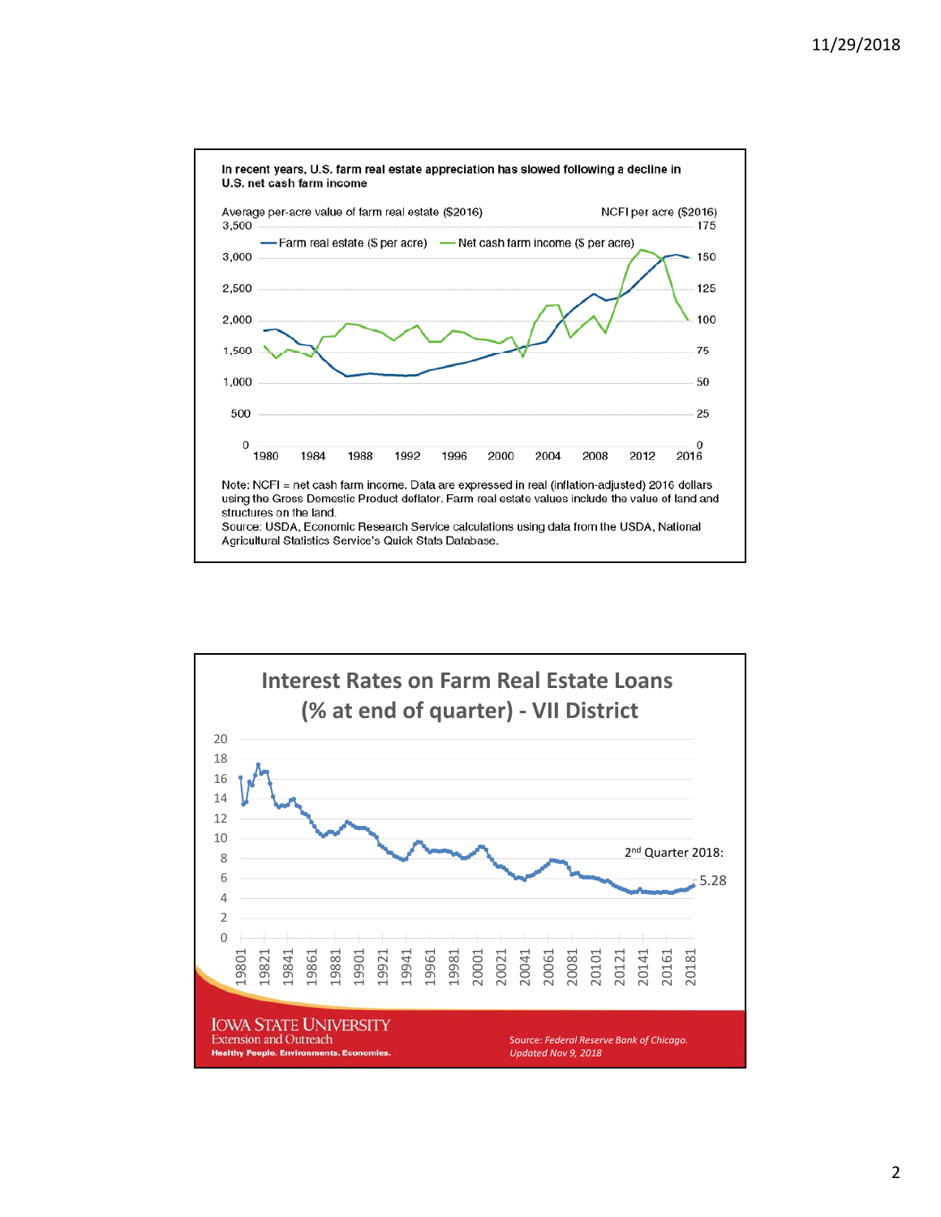In recent years, U.S. farm real estate appreciation has slowed following a decline in U.S. net cash farm income

Average per-acre value of farm real estate ($2016)

NCFI per acre ($2016)

— Farm real estate ($ per acre) — Net cash farm income ($ per acre)

Note: NCFI = net cash farm income. Data are expressed in real (inflation-adjusted) 2016 dollars using the Gross Domestic Product deflator. Farm real estate values include the value of land and structures on the land.

Source: USDA, Economic Research Service calculations using data from the USDA, National Agricultural Statistics Service's Quick Stats Database.

## Interest Rates on Farm Real Estate Loans (% at end of quarter) - VII District

2nd Quarter 2018: 5.28

IOWA STATE UNIVERSITY
Extension and Outreach
Healthy People. Environments. Economies.

Source: *Federal Reserve Bank of Chicago. Updated Nov 9, 2018*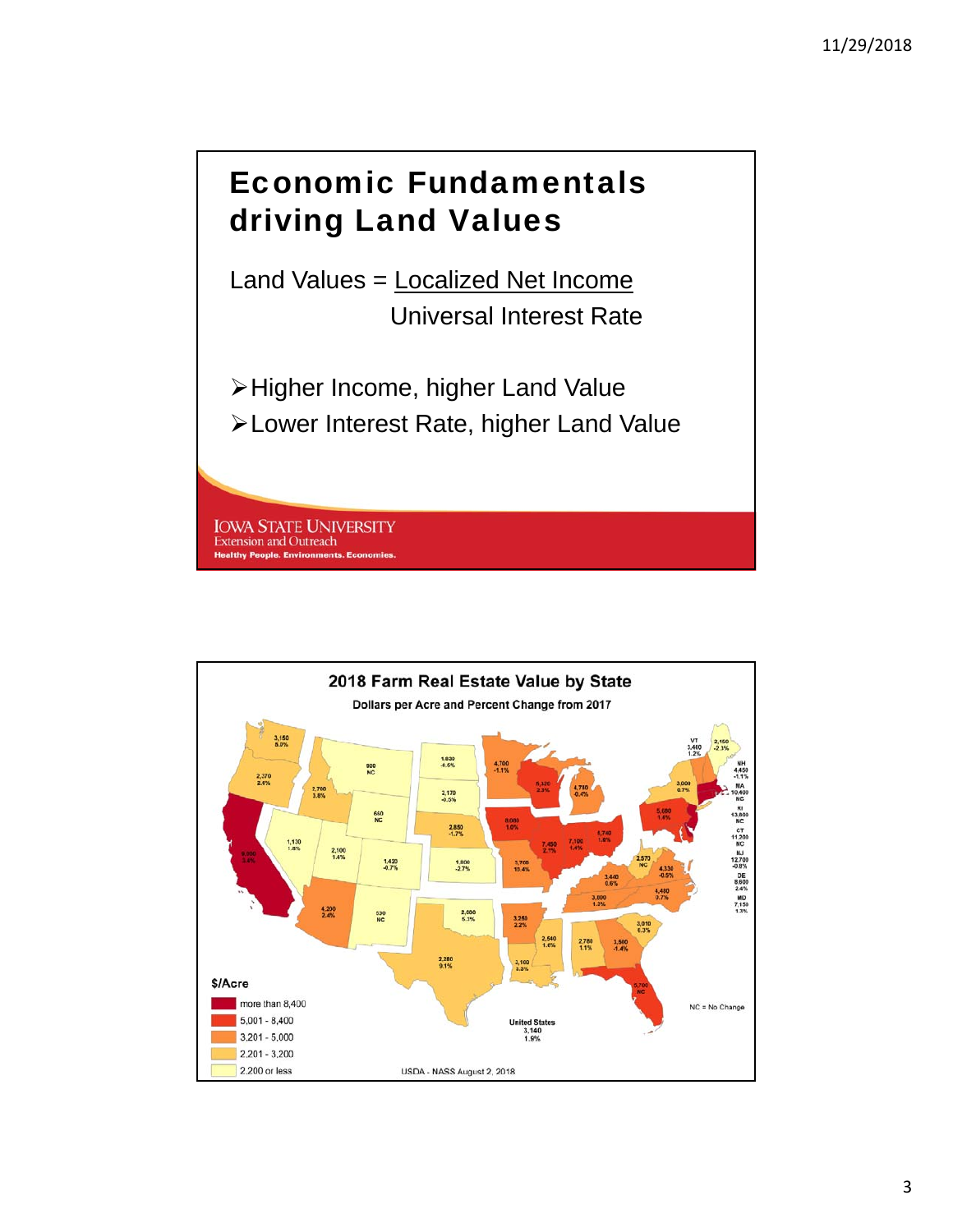# Economic Fundamentals driving Land Values

$$\text{Land Values} = \frac{\text{Localized Net Income}}{\text{Universal Interest Rate}}$$

- Higher Income, higher Land Value
- Lower Interest Rate, higher Land Value

IOWA STATE UNIVERSITY
Extension and Outreach
Healthy People. Environments. Economies.

## 2018 Farm Real Estate Value by State

Dollars per Acre and Percent Change from 2017

| State | $/Acre | Change |
|---|---|---|
| WA | 3,150 | 5.0% |
| OR | 2,370 | 2.6% |
| CA | 9,900 | 3.4% |
| ID | 2,760 | 3.8% |
| NV | 1,130 | 1.8% |
| MT | 920 | NC |
| WY | 660 | NC |
| UT | 2,100 | 1.4% |
| AZ | 4,200 | 2.4% |
| CO | 1,420 | -0.7% |
| NM | 530 | NC |
| ND | 1,830 | -6.5% |
| SD | 2,170 | -0.5% |
| NE | 2,850 | -1.7% |
| KS | 1,800 | -2.7% |
| OK | 2,000 | 6.3% |
| TX | 2,280 | 9.1% |
| MN | 4,700 | -1.1% |
| IA | 8,000 | 1.0% |
| MO | 3,700 | 10.4% |
| AR | 3,250 | 2.2% |
| LA | 3,100 | 3.3% |
| WI | 5,320 | 3.3% |
| IL | 7,450 | 2.1% |
| MI | 4,730 | 0.4% |
| IN | 7,100 | 1.4% |
| OH | 6,740 | 1.8% |
| KY | 3,440 | 0.6% |
| TN | 3,800 | 1.3% |
| MS | 2,540 | 1.6% |
| AL | 2,780 | 1.1% |
| GA | 3,500 | -1.4% |
| FL | 5,700 | NC |
| SC | 3,010 | 6.3% |
| NC | 4,480 | 0.7% |
| VA | 4,330 | -0.5% |
| WV | 2,570 | NC |
| PA | 5,680 | 1.6% |
| NY | 3,000 | 0.7% |
| VT | 3,440 | 1.2% |
| ME | 2,150 | -2.3% |
| NH | 4,450 | -1.1% |
| MA | 10,400 | NC |
| RI | 13,800 | NC |
| CT | 11,200 | NC |
| NJ | 12,700 | -0.8% |
| DE | 8,600 | 2.4% |
| MD | 7,150 | 1.3% |
| United States | 3,140 | 1.9% |

$/Acre
- more than 8,400
- 5,001 - 8,400
- 3,201 - 5,000
- 2,201 - 3,200
- 2,200 or less

NC = No Change

USDA - NASS August 2, 2018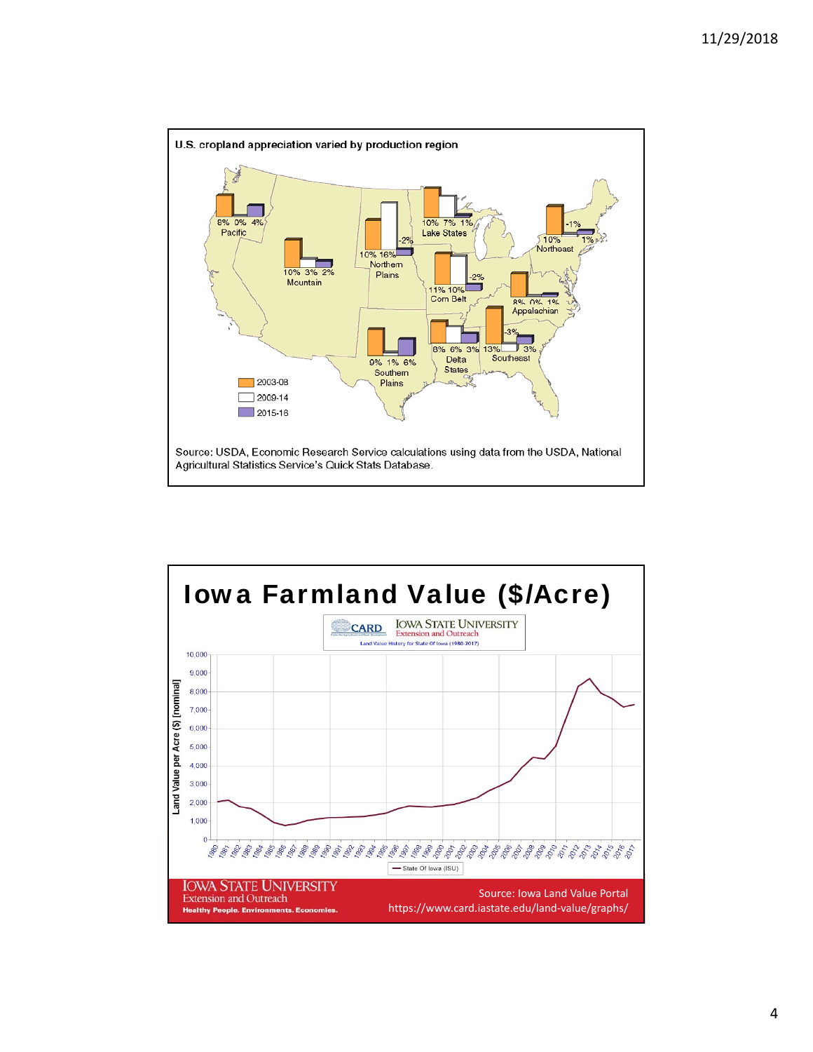U.S. cropland appreciation varied by production region

| Region | 2003-08 | 2009-14 | 2015-16 |
| --- | --- | --- | --- |
| Pacific | 8% | 0% | 4% |
| Mountain | 10% | 3% | 2% |
| Northern Plains | 10% | 16% | -2% |
| Lake States | 10% | 7% | 1% |
| Corn Belt | 11% | 10% | -2% |
| Northeast | 10% | -1% | 1% |
| Appalachian | 8% | 0% | 1% |
| Southern Plains | 9% | 1% | 6% |
| Delta States | 8% | 6% | 3% |
| Southeast | 13% | -3% | 3% |

Source: USDA, Economic Research Service calculations using data from the USDA, National Agricultural Statistics Service's Quick Stats Database.

# Iowa Farmland Value ($/Acre)

CARD — Iowa State University Extension and Outreach

Land Value History for State Of Iowa (1980-2017)

Land Value per Acre ($) [nominal]

State Of Iowa (ISU)

Iowa State University Extension and Outreach
Healthy People. Environments. Economies.

Source: Iowa Land Value Portal
https://www.card.iastate.edu/land-value/graphs/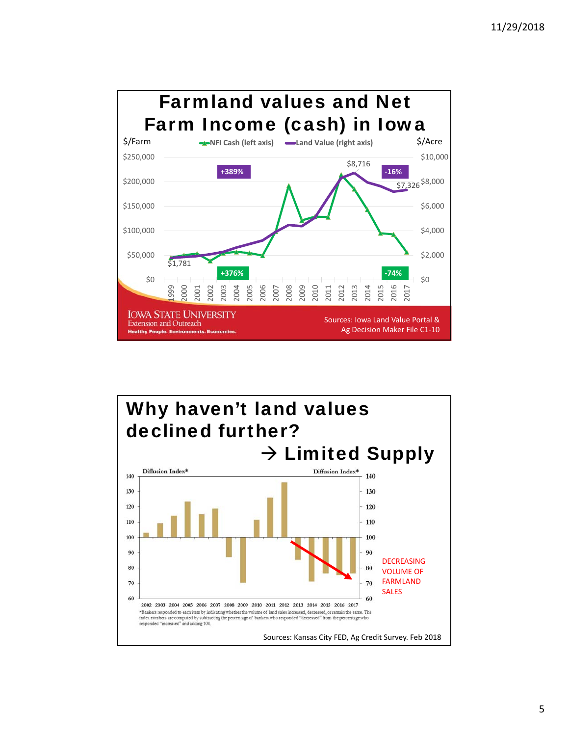# Farmland values and Net Farm Income (cash) in Iowa

$/Farm — NFI Cash (left axis) — Land Value (right axis) — $/Acre

+389% | -16% | +376% | -74%

$1,781 | $8,716 | $7,326

Sources: Iowa Land Value Portal & Ag Decision Maker File C1-10

# Why haven't land values declined further?

## → Limited Supply

Diffusion Index*

DECREASING VOLUME OF FARMLAND SALES

*Bankers responded to each item by indicating whether the volume of land sales increased, decreased, or remain the same. The index numbers are computed by subtracting the percentage of bankers who responded "decreased" from the percentage who responded "increased" and adding 100.

Sources: Kansas City FED, Ag Credit Survey. Feb 2018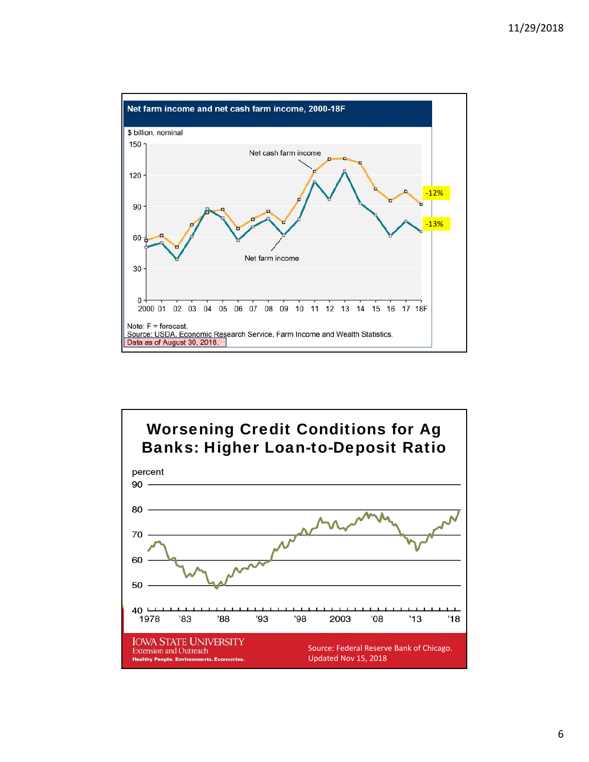## Net farm income and net cash farm income, 2000-18F

$ billion, nominal

Net cash farm income

Net farm income

-12%

-13%

Note: F = forecast.
Source: USDA, Economic Research Service, Farm Income and Wealth Statistics.
Data as of August 30, 2018.

## Worsening Credit Conditions for Ag Banks: Higher Loan-to-Deposit Ratio

percent

Source: Federal Reserve Bank of Chicago.
Updated Nov 15, 2018

IOWA STATE UNIVERSITY
Extension and Outreach
Healthy People. Environments. Economies.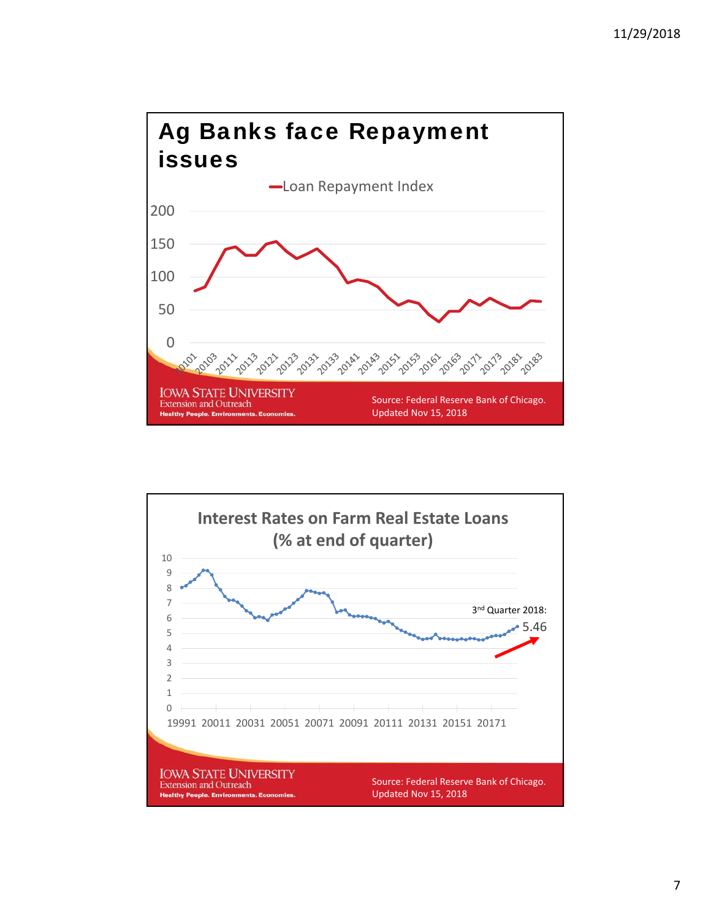# Ag Banks face Repayment issues

Loan Repayment Index

200

150

100

50

0

20101 20103 20111 20113 20121 20123 20131 20133 20141 20143 20151 20153 20161 20163 20171 20173 20181 20183

IOWA STATE UNIVERSITY
Extension and Outreach
Healthy People. Environments. Economies.

Source: Federal Reserve Bank of Chicago.
Updated Nov 15, 2018

## Interest Rates on Farm Real Estate Loans (% at end of quarter)

10
9
8
7
6
5
4
3
2
1
0

19991 20011 20031 20051 20071 20091 20111 20131 20151 20171

3rd Quarter 2018: 5.46

IOWA STATE UNIVERSITY
Extension and Outreach
Healthy People. Environments. Economies.

Source: Federal Reserve Bank of Chicago.
Updated Nov 15, 2018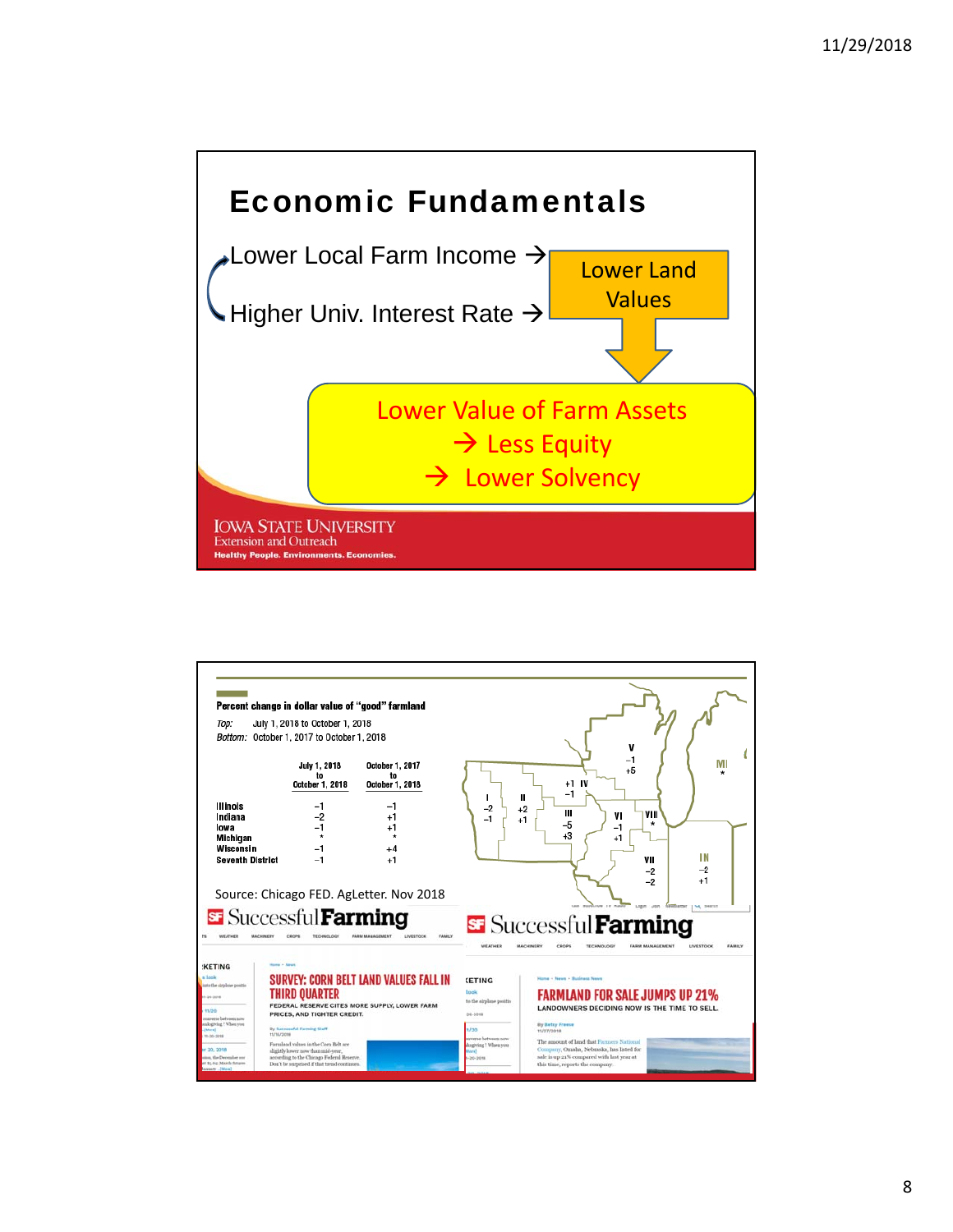# Economic Fundamentals

Lower Local Farm Income →

Higher Univ. Interest Rate →

Lower Land Values

Lower Value of Farm Assets
→ Less Equity
→ Lower Solvency

**Percent change in dollar value of "good" farmland**

*Top:* July 1, 2018 to October 1, 2018
*Bottom:* October 1, 2017 to October 1, 2018

| | July 1, 2018 to October 1, 2018 | October 1, 2017 to October 1, 2018 |
|---|---|---|
| Illinois | −1 | −1 |
| Indiana | −2 | +1 |
| Iowa | −1 | +1 |
| Michigan | * | * |
| Wisconsin | −1 | +4 |
| Seventh District | −1 | +1 |

Source: Chicago FED. AgLetter. Nov 2018

**SURVEY: CORN BELT LAND VALUES FALL IN THIRD QUARTER**
FEDERAL RESERVE CITES MORE SUPPLY, LOWER FARM PRICES, AND TIGHTER CREDIT.

**FARMLAND FOR SALE JUMPS UP 21%**
LANDOWNERS DECIDING NOW IS THE TIME TO SELL.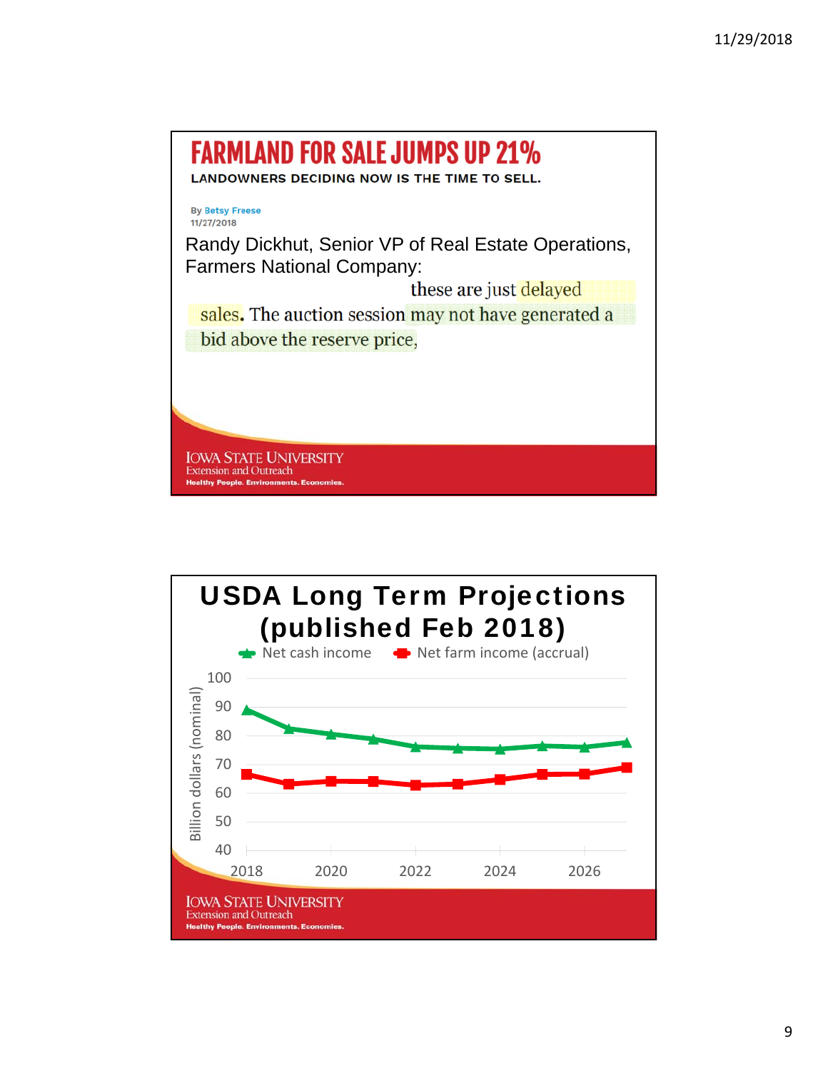# FARMLAND FOR SALE JUMPS UP 21%

**LANDOWNERS DECIDING NOW IS THE TIME TO SELL.**

By Betsy Freese
11/27/2018

Randy Dickhut, Senior VP of Real Estate Operations, Farmers National Company:

these are just delayed sales. The auction session may not have generated a bid above the reserve price,

# USDA Long Term Projections (published Feb 2018)

Net cash income — Net farm income (accrual)

Billion dollars (nominal)

100
90
80
70
60
50
40

2018 2020 2022 2024 2026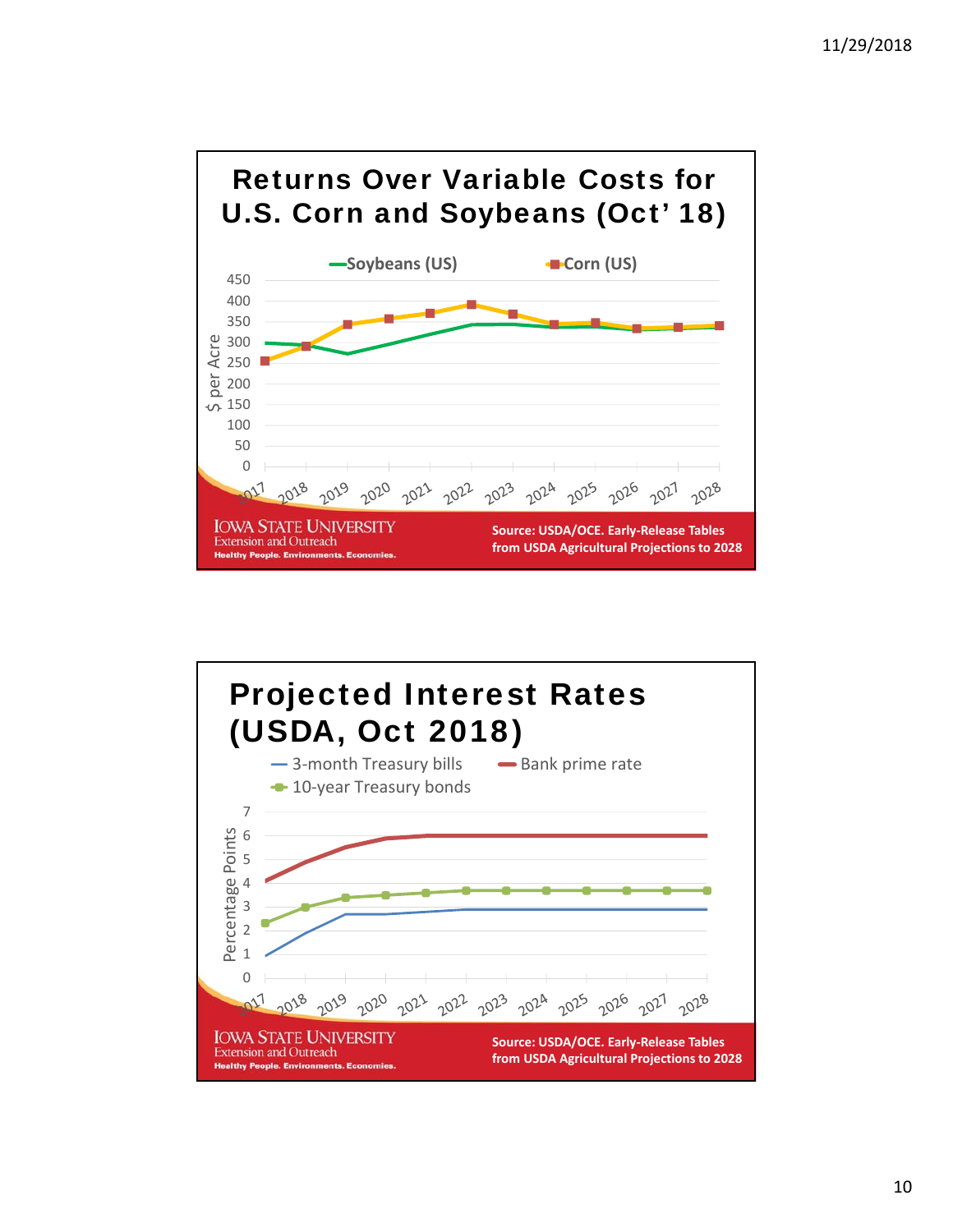## Returns Over Variable Costs for U.S. Corn and Soybeans (Oct' 18)

Soybeans (US) | Corn (US)

$ per Acre: 0, 50, 100, 150, 200, 250, 300, 350, 400, 450

2017, 2018, 2019, 2020, 2021, 2022, 2023, 2024, 2025, 2026, 2027, 2028

IOWA STATE UNIVERSITY
Extension and Outreach
Healthy People. Environments. Economies.

Source: USDA/OCE. Early-Release Tables from USDA Agricultural Projections to 2028

## Projected Interest Rates (USDA, Oct 2018)

3-month Treasury bills | Bank prime rate | 10-year Treasury bonds

Percentage Points: 0, 1, 2, 3, 4, 5, 6, 7

2017, 2018, 2019, 2020, 2021, 2022, 2023, 2024, 2025, 2026, 2027, 2028

IOWA STATE UNIVERSITY
Extension and Outreach
Healthy People. Environments. Economies.

Source: USDA/OCE. Early-Release Tables from USDA Agricultural Projections to 2028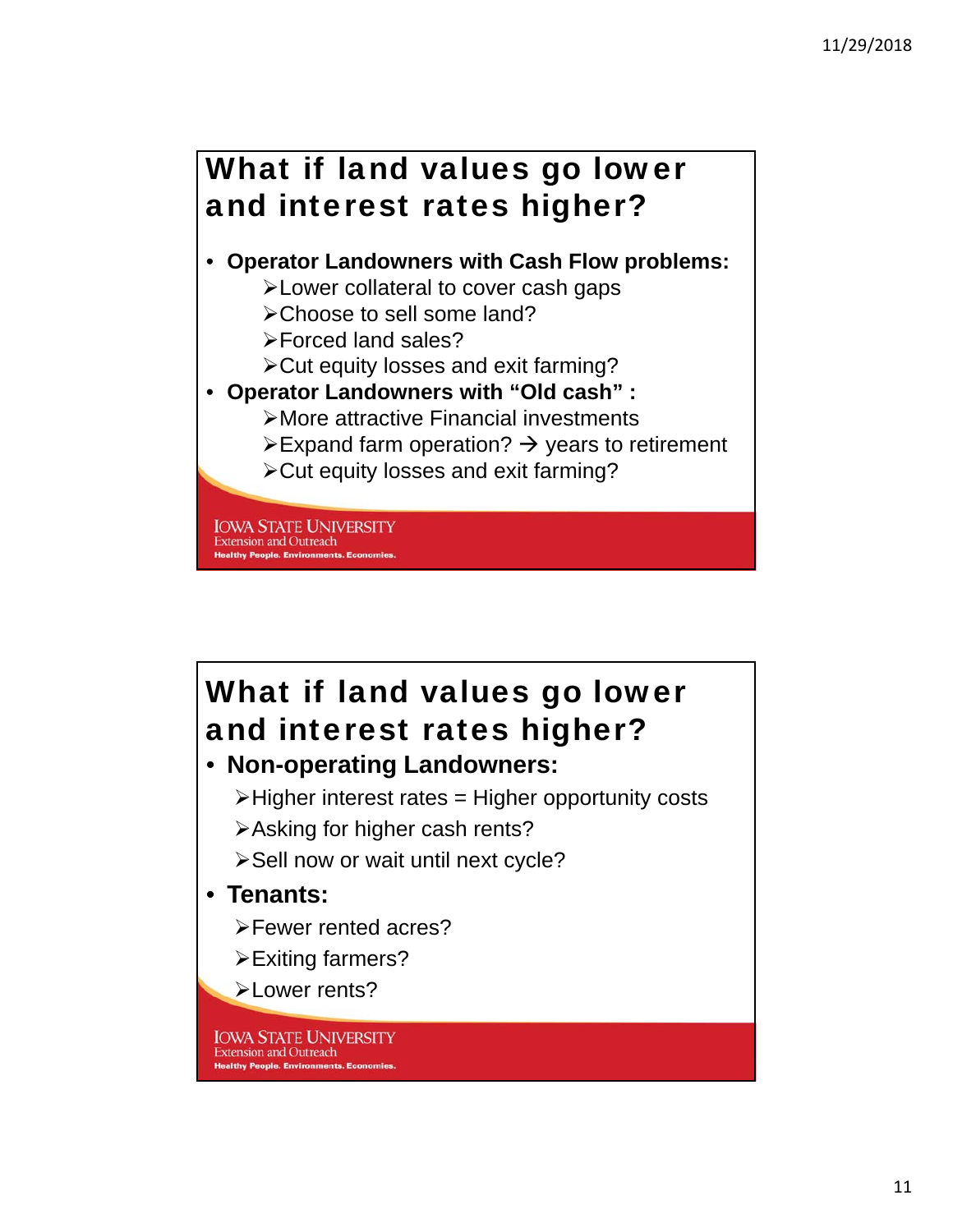## What if land values go lower and interest rates higher?

- **Operator Landowners with Cash Flow problems:**
  - Lower collateral to cover cash gaps
  - Choose to sell some land?
  - Forced land sales?
  - Cut equity losses and exit farming?
- **Operator Landowners with "Old cash" :**
  - More attractive Financial investments
  - Expand farm operation? → years to retirement
  - Cut equity losses and exit farming?

IOWA STATE UNIVERSITY
Extension and Outreach
Healthy People. Environments. Economies.

## What if land values go lower and interest rates higher?

- **Non-operating Landowners:**
  - Higher interest rates = Higher opportunity costs
  - Asking for higher cash rents?
  - Sell now or wait until next cycle?
- **Tenants:**
  - Fewer rented acres?
  - Exiting farmers?
  - Lower rents?

IOWA STATE UNIVERSITY
Extension and Outreach
Healthy People. Environments. Economies.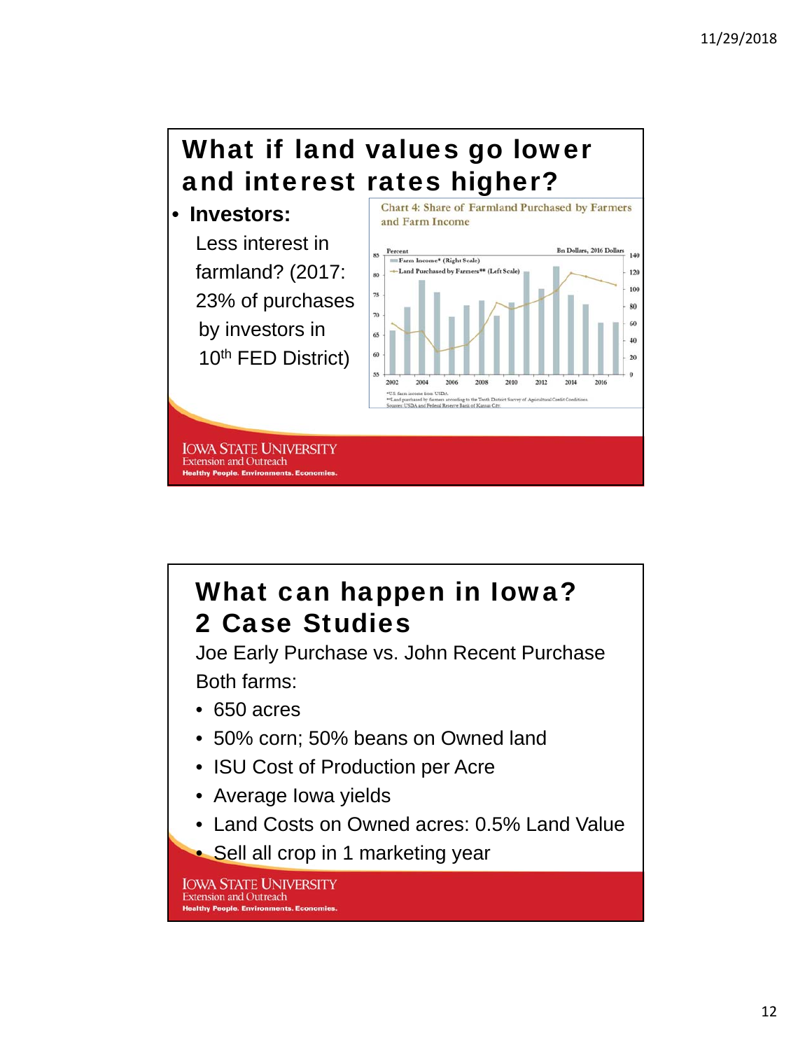## What if land values go lower and interest rates higher?

- **Investors:**

  Less interest in farmland? (2017: 23% of purchases by investors in 10th FED District)

Chart 4: Share of Farmland Purchased by Farmers and Farm Income

Percent — Bn Dollars, 2016 Dollars

- Farm Income* (Right Scale)
- Land Purchased by Farmers** (Left Scale)

*U.S. farm income from USDA.
**Land purchased by farmers according to the Tenth District Survey of Agricultural Credit Conditions.
Sources: USDA and Federal Reserve Bank of Kansas City.

## What can happen in Iowa? 2 Case Studies

Joe Early Purchase vs. John Recent Purchase

Both farms:

- 650 acres
- 50% corn; 50% beans on Owned land
- ISU Cost of Production per Acre
- Average Iowa yields
- Land Costs on Owned acres: 0.5% Land Value
- Sell all crop in 1 marketing year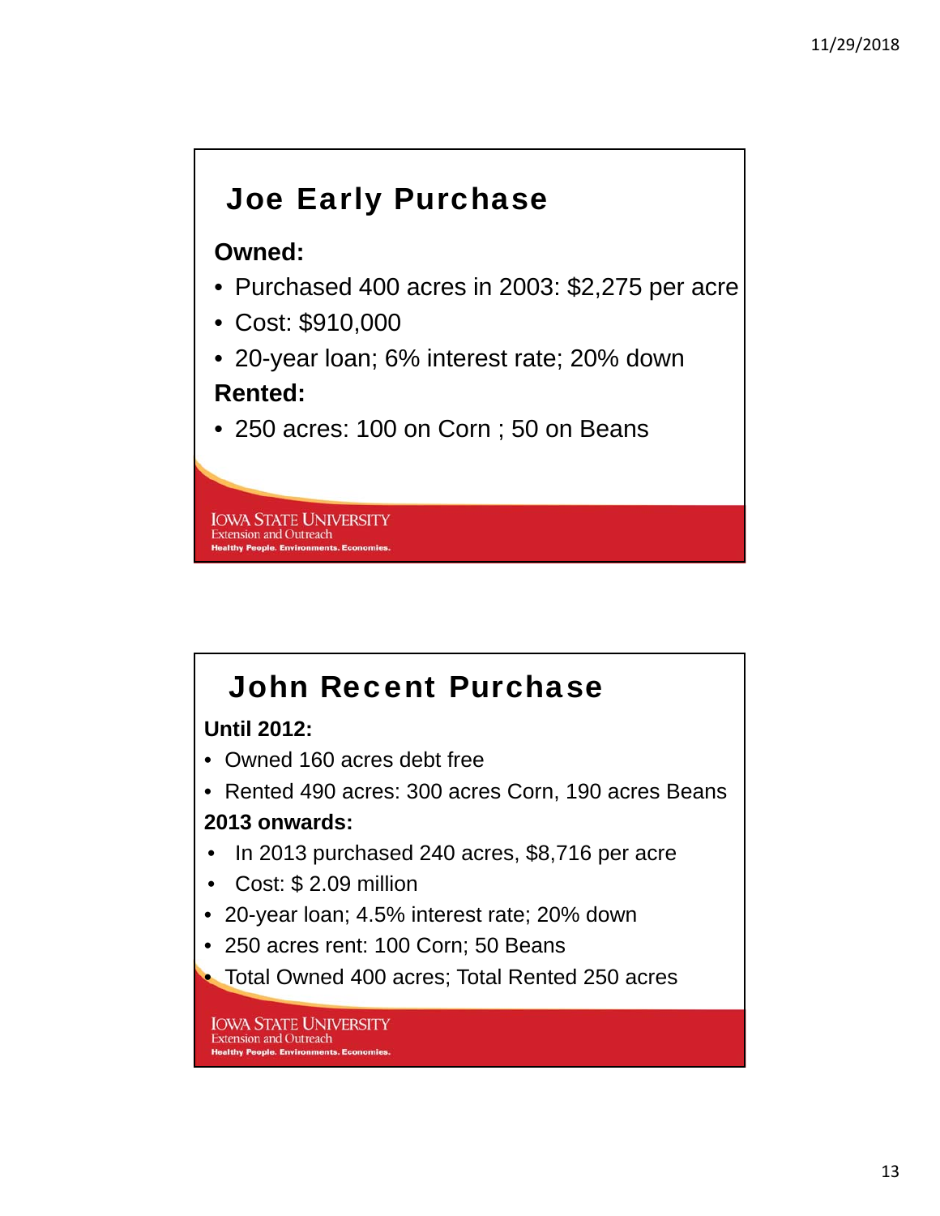## Joe Early Purchase

**Owned:**

- Purchased 400 acres in 2003: $2,275 per acre
- Cost: $910,000
- 20-year loan; 6% interest rate; 20% down

**Rented:**

- 250 acres: 100 on Corn ; 50 on Beans

IOWA STATE UNIVERSITY
Extension and Outreach
Healthy People. Environments. Economies.

## John Recent Purchase

**Until 2012:**

- Owned 160 acres debt free
- Rented 490 acres: 300 acres Corn, 190 acres Beans

**2013 onwards:**

- In 2013 purchased 240 acres, $8,716 per acre
- Cost: $ 2.09 million
- 20-year loan; 4.5% interest rate; 20% down
- 250 acres rent: 100 Corn; 50 Beans
- Total Owned 400 acres; Total Rented 250 acres

IOWA STATE UNIVERSITY
Extension and Outreach
Healthy People. Environments. Economies.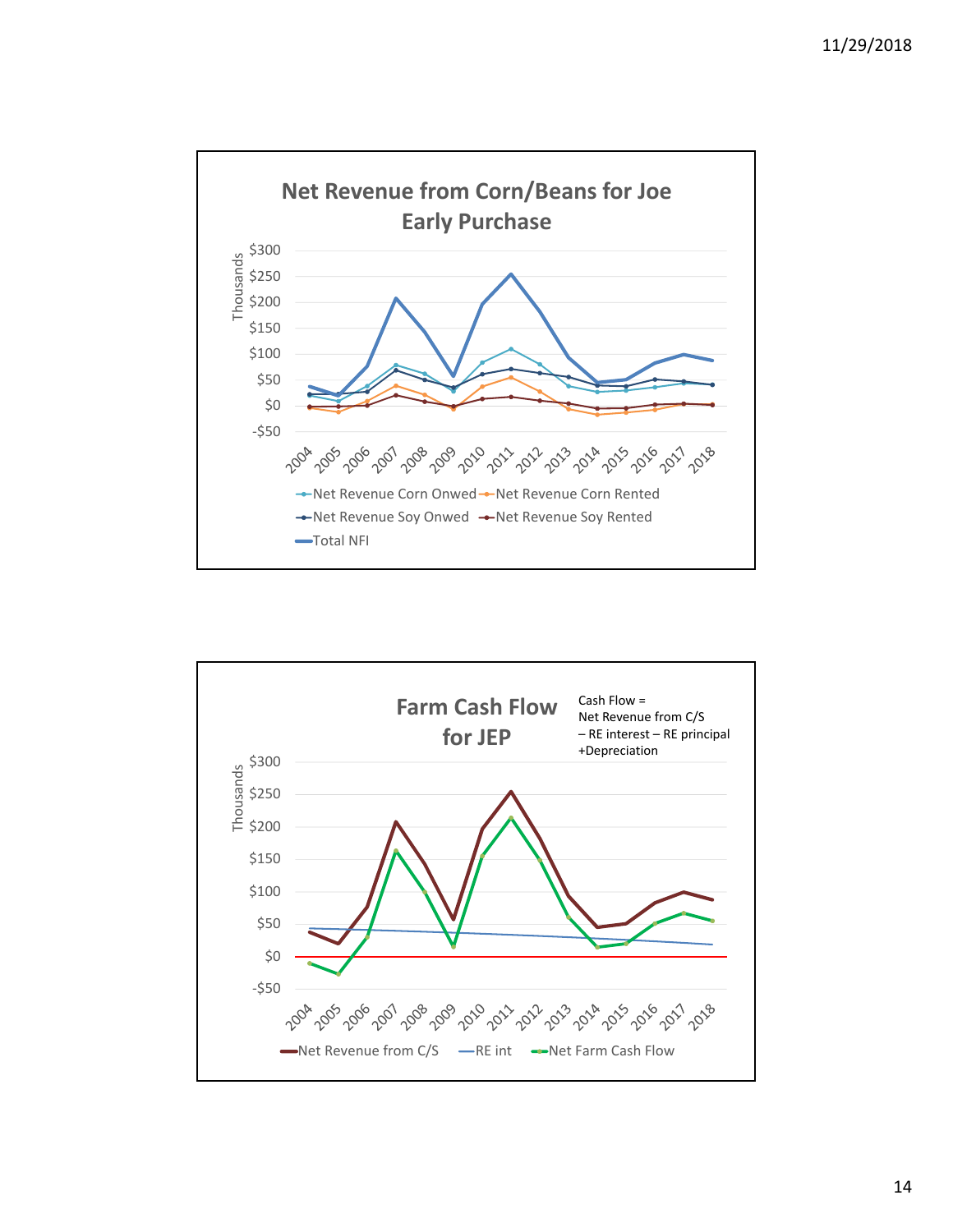## Net Revenue from Corn/Beans for Joe Early Purchase

Thousands

$300, $250, $200, $150, $100, $50, $0, -$50

2004 2005 2006 2007 2008 2009 2010 2011 2012 2013 2014 2015 2016 2017 2018

- Net Revenue Corn Onwed
- Net Revenue Corn Rented
- Net Revenue Soy Onwed
- Net Revenue Soy Rented
- Total NFI

## Farm Cash Flow for JEP

Cash Flow =
Net Revenue from C/S
– RE interest – RE principal
+Depreciation

Thousands

$300, $250, $200, $150, $100, $50, $0, -$50

2004 2005 2006 2007 2008 2009 2010 2011 2012 2013 2014 2015 2016 2017 2018

- Net Revenue from C/S
- RE int
- Net Farm Cash Flow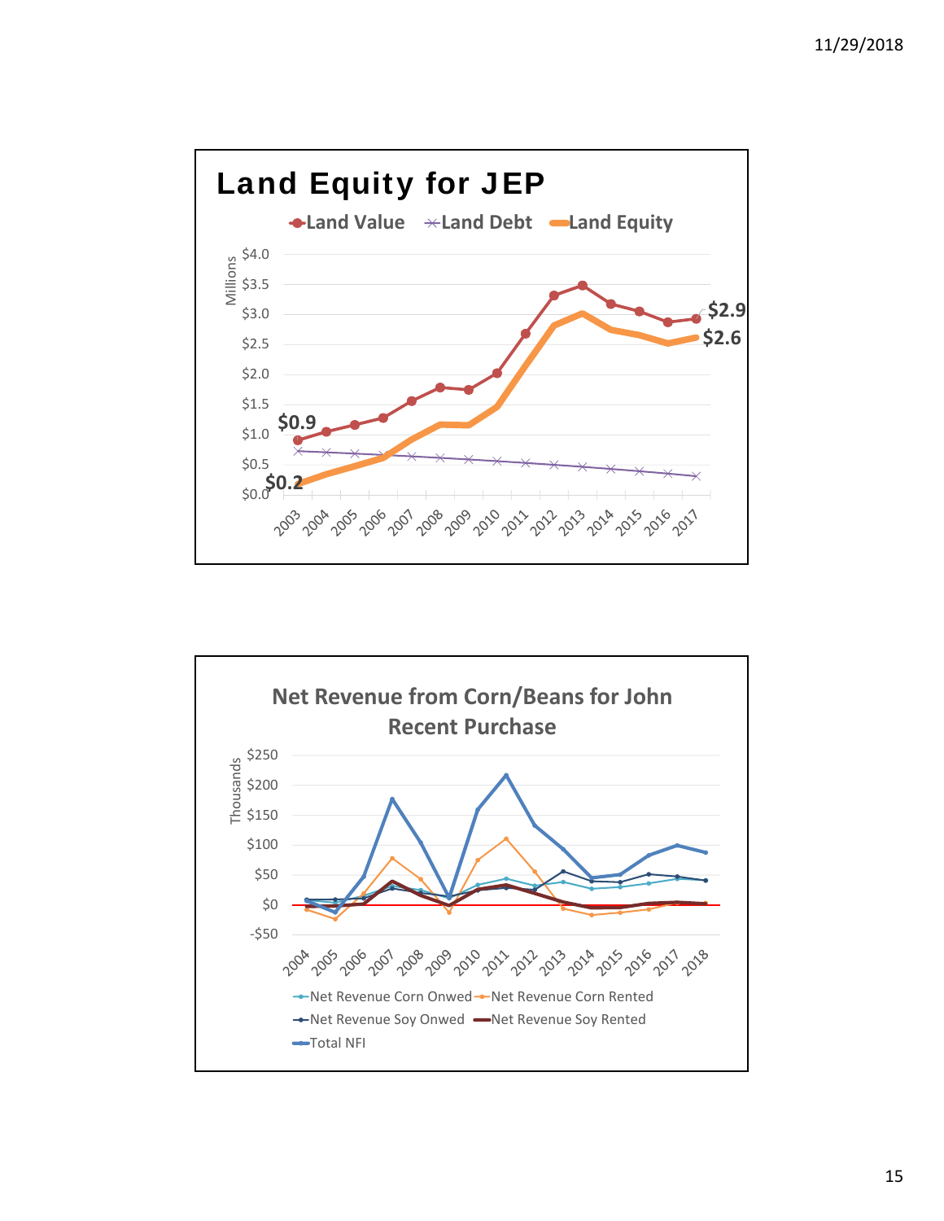## Land Equity for JEP

Land Value — Land Debt — Land Equity

Millions

$4.0
$3.5
$3.0
$2.5
$2.0
$1.5
$1.0
$0.5
$0.0

$0.9
$0.2
$2.9
$2.6

2003 2004 2005 2006 2007 2008 2009 2010 2011 2012 2013 2014 2015 2016 2017

## Net Revenue from Corn/Beans for John Recent Purchase

Thousands

$250
$200
$150
$100
$50
$0
-$50

2004 2005 2006 2007 2008 2009 2010 2011 2012 2013 2014 2015 2016 2017 2018

Net Revenue Corn Onwed — Net Revenue Corn Rented — Net Revenue Soy Onwed — Net Revenue Soy Rented — Total NFI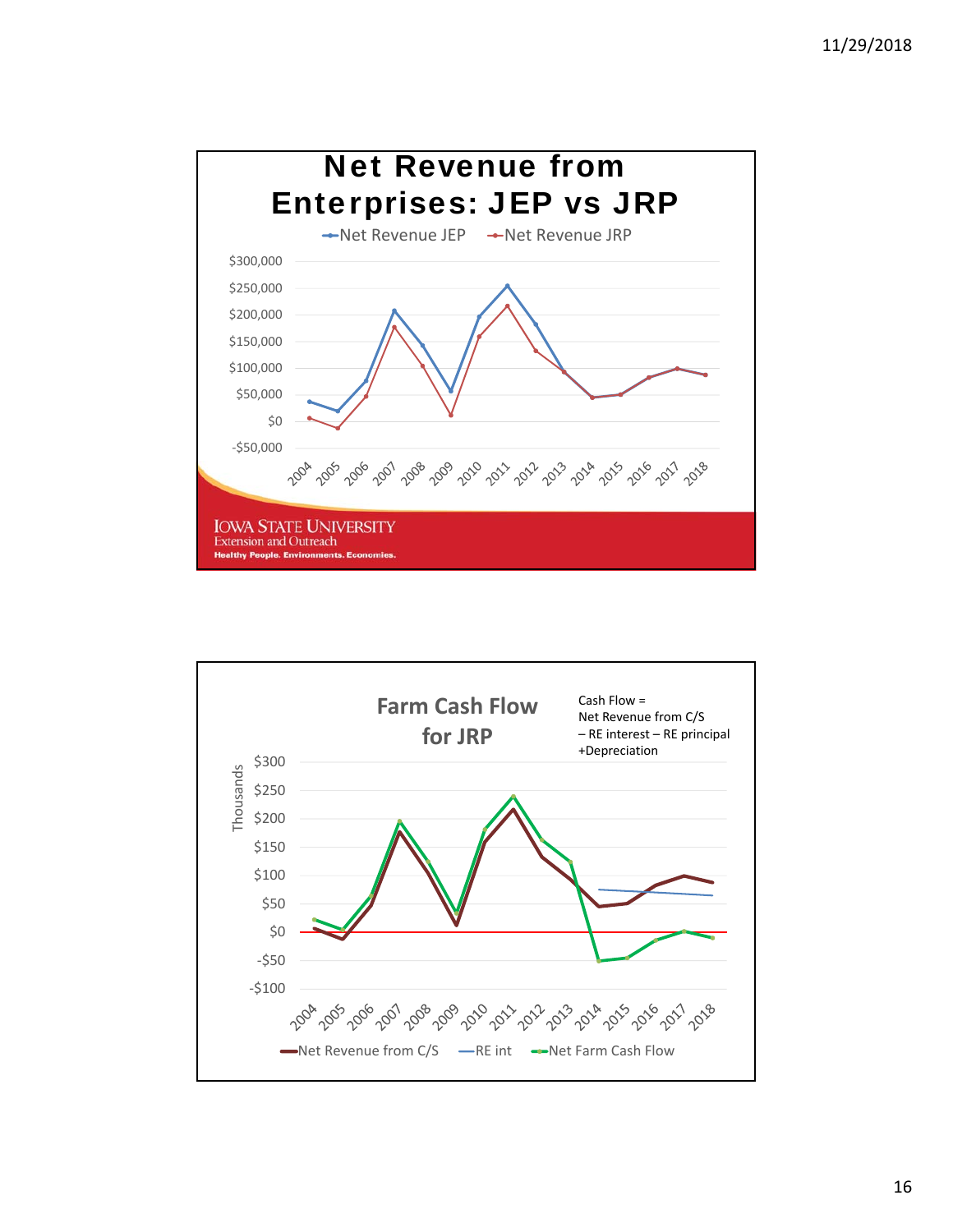## Net Revenue from Enterprises: JEP vs JRP

Net Revenue JEP — Net Revenue JRP

$300,000
$250,000
$200,000
$150,000
$100,000
$50,000
$0
-$50,000

2004 2005 2006 2007 2008 2009 2010 2011 2012 2013 2014 2015 2016 2017 2018

IOWA STATE UNIVERSITY
Extension and Outreach
Healthy People. Environments. Economies.

## Farm Cash Flow for JRP

Cash Flow =
Net Revenue from C/S
– RE interest – RE principal
+Depreciation

Thousands

$300
$250
$200
$150
$100
$50
$0
-$50
-$100

2004 2005 2006 2007 2008 2009 2010 2011 2012 2013 2014 2015 2016 2017 2018

Net Revenue from C/S — RE int — Net Farm Cash Flow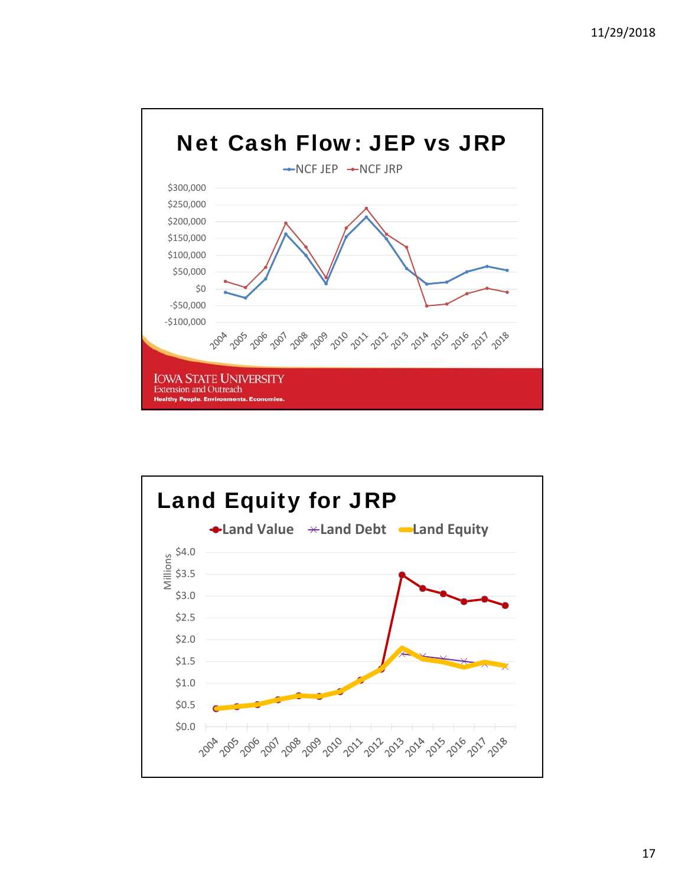## Net Cash Flow: JEP vs JRP

NCF JEP — NCF JRP

$300,000
$250,000
$200,000
$150,000
$100,000
$50,000
$0
-$50,000
-$100,000

2004 2005 2006 2007 2008 2009 2010 2011 2012 2013 2014 2015 2016 2017 2018

IOWA STATE UNIVERSITY
Extension and Outreach
Healthy People. Environments. Economies.

## Land Equity for JRP

Land Value — Land Debt — Land Equity

Millions

$4.0
$3.5
$3.0
$2.5
$2.0
$1.5
$1.0
$0.5
$0.0

2004 2005 2006 2007 2008 2009 2010 2011 2012 2013 2014 2015 2016 2017 2018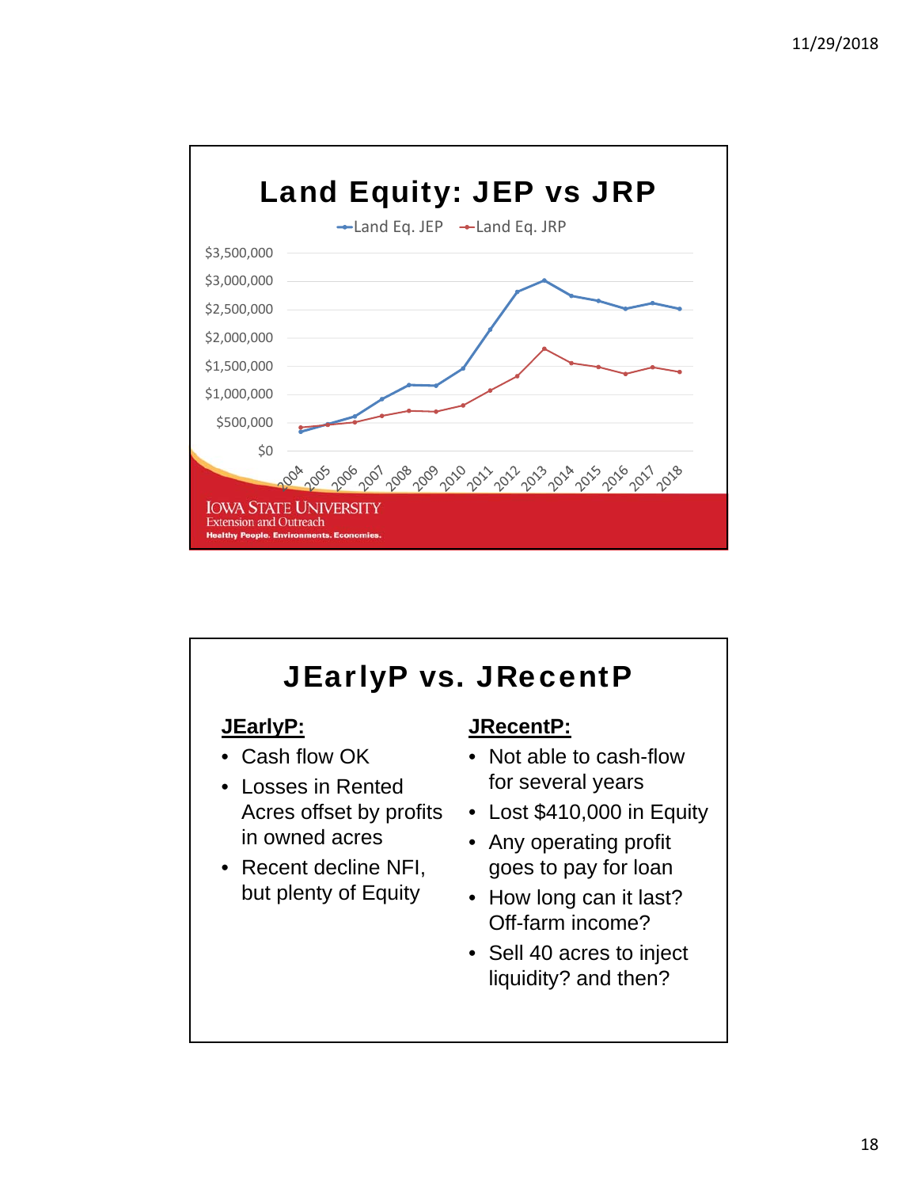## Land Equity: JEP vs JRP

Land Eq. JEP — Land Eq. JRP

$3,500,000
$3,000,000
$2,500,000
$2,000,000
$1,500,000
$1,000,000
$500,000
$0

2004 2005 2006 2007 2008 2009 2010 2011 2012 2013 2014 2015 2016 2017 2018

IOWA STATE UNIVERSITY
Extension and Outreach
Healthy People. Environments. Economies.

## JEarlyP vs. JRecentP

**JEarlyP:**

- Cash flow OK
- Losses in Rented Acres offset by profits in owned acres
- Recent decline NFI, but plenty of Equity

**JRecentP:**

- Not able to cash-flow for several years
- Lost $410,000 in Equity
- Any operating profit goes to pay for loan
- How long can it last? Off-farm income?
- Sell 40 acres to inject liquidity? and then?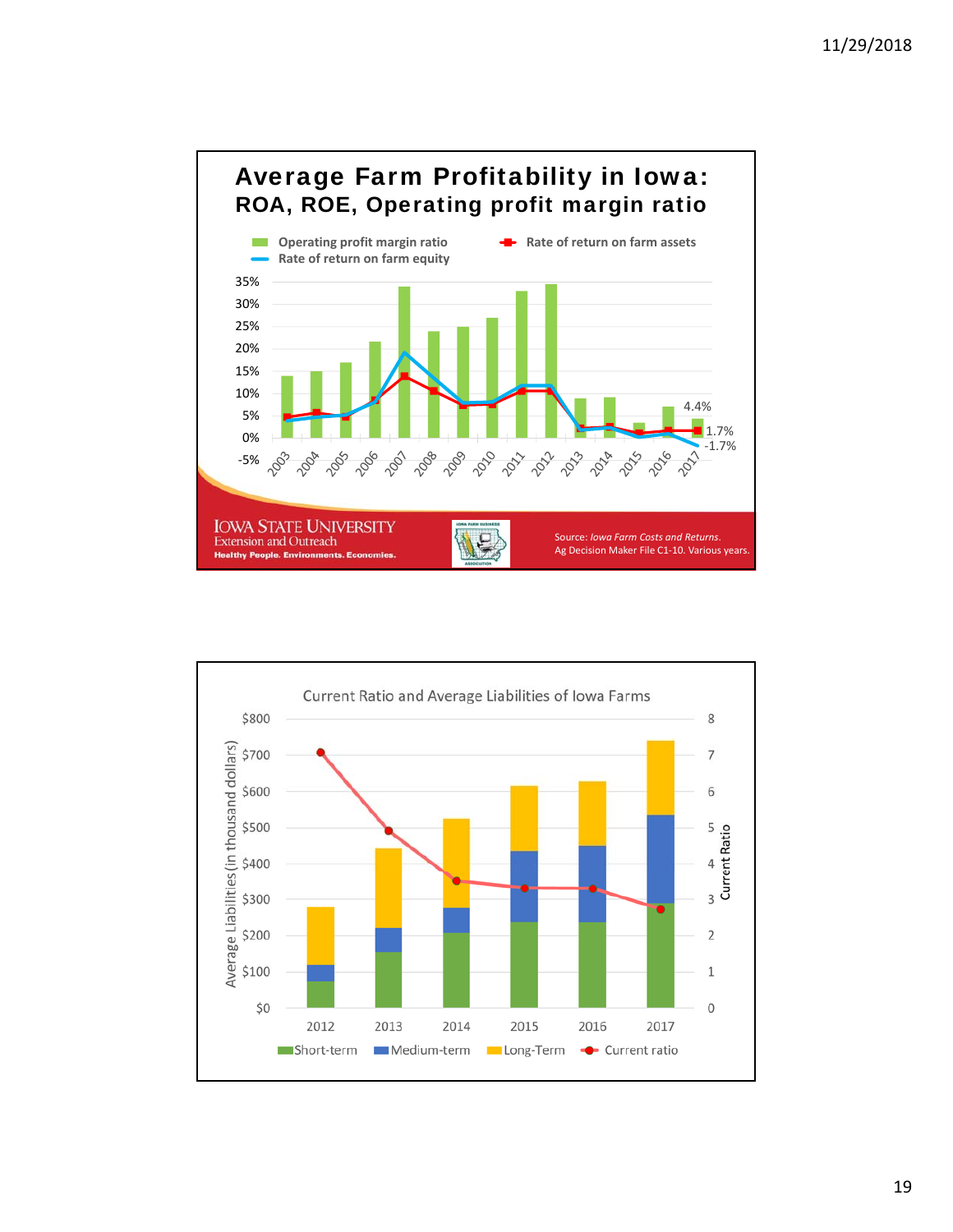## Average Farm Profitability in Iowa: ROA, ROE, Operating profit margin ratio

Operating profit margin ratio | Rate of return on farm assets | Rate of return on farm equity

4.4%
1.7%
-1.7%

IOWA STATE UNIVERSITY
Extension and Outreach
Healthy People. Environments. Economies.

Source: *Iowa Farm Costs and Returns*. Ag Decision Maker File C1-10. Various years.

## Current Ratio and Average Liabilities of Iowa Farms

Short-term | Medium-term | Long-Term | Current ratio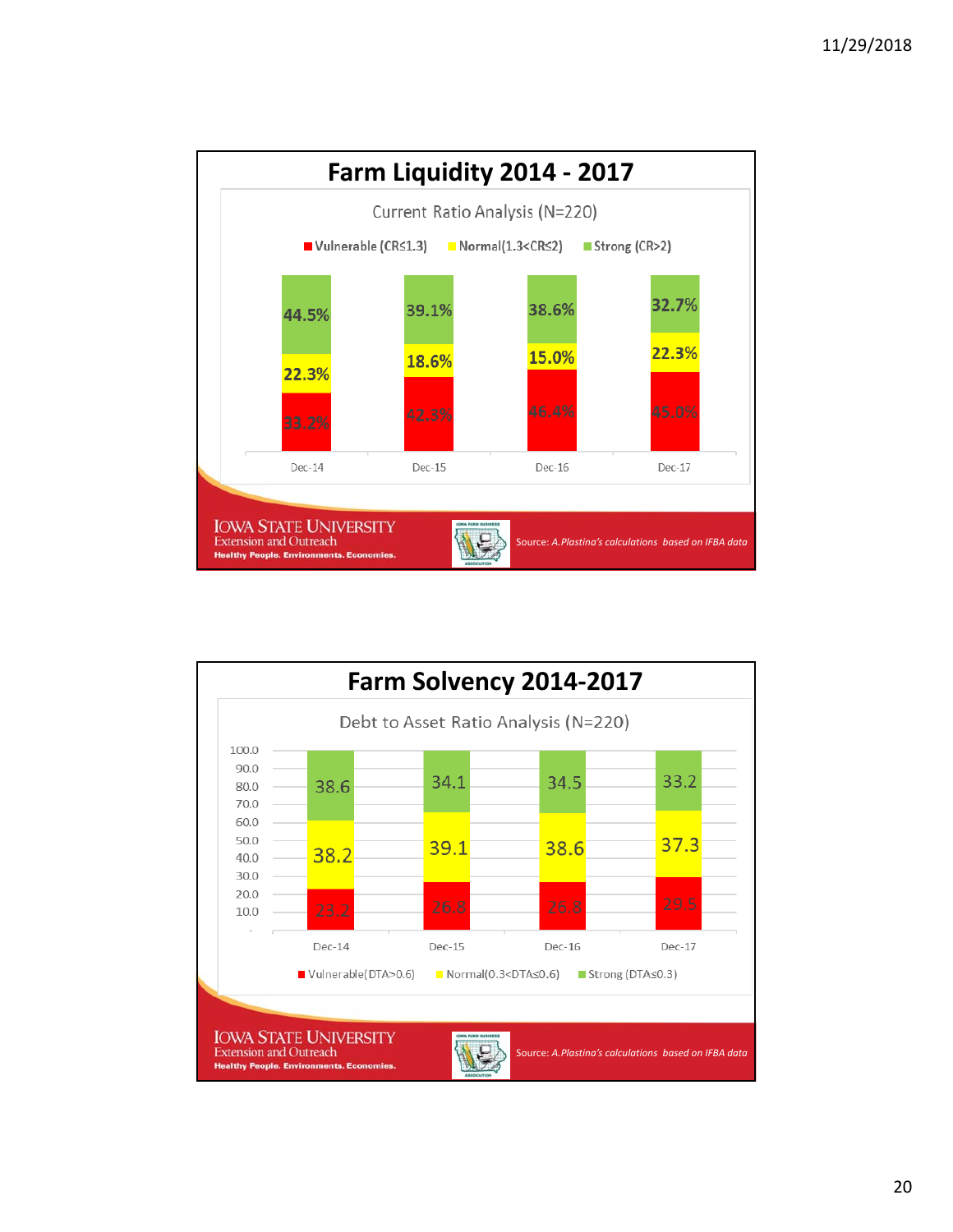## Farm Liquidity 2014 - 2017

Current Ratio Analysis (N=220)

| | Dec-14 | Dec-15 | Dec-16 | Dec-17 |
|---|---|---|---|---|
| Vulnerable (CR≤1.3) | 33.2% | 42.3% | 46.4% | 45.0% |
| Normal(1.3<CR≤2) | 22.3% | 18.6% | 15.0% | 22.3% |
| Strong (CR>2) | 44.5% | 39.1% | 38.6% | 32.7% |

IOWA STATE UNIVERSITY
Extension and Outreach
Healthy People. Environments. Economies.

Source: *A.Plastina's calculations based on IFBA data*

## Farm Solvency 2014-2017

Debt to Asset Ratio Analysis (N=220)

| | Dec-14 | Dec-15 | Dec-16 | Dec-17 |
|---|---|---|---|---|
| Vulnerable(DTA>0.6) | 23.2 | 26.8 | 26.8 | 29.5 |
| Normal(0.3<DTA≤0.6) | 38.2 | 39.1 | 38.6 | 37.3 |
| Strong (DTA≤0.3) | 38.6 | 34.1 | 34.5 | 33.2 |

IOWA STATE UNIVERSITY
Extension and Outreach
Healthy People. Environments. Economies.

Source: *A.Plastina's calculations based on IFBA data*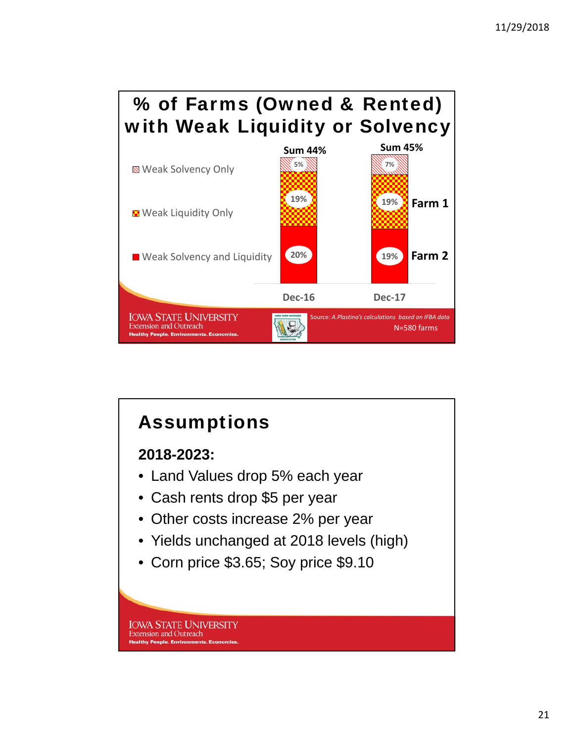## % of Farms (Owned & Rented) with Weak Liquidity or Solvency

| | Dec-16 | Dec-17 |
|---|---|---|
| Weak Solvency Only | 5% | 7% |
| Weak Liquidity Only | 19% | 19% (Farm 1) |
| Weak Solvency and Liquidity | 20% | 19% (Farm 2) |
| Sum | 44% | 45% |

Source: *A.Plastina's calculations based on IFBA data*

N=580 farms

IOWA STATE UNIVERSITY
Extension and Outreach
Healthy People. Environments. Economies.

## Assumptions

**2018-2023:**

- Land Values drop 5% each year
- Cash rents drop $5 per year
- Other costs increase 2% per year
- Yields unchanged at 2018 levels (high)
- Corn price $3.65; Soy price $9.10

IOWA STATE UNIVERSITY
Extension and Outreach
Healthy People. Environments. Economies.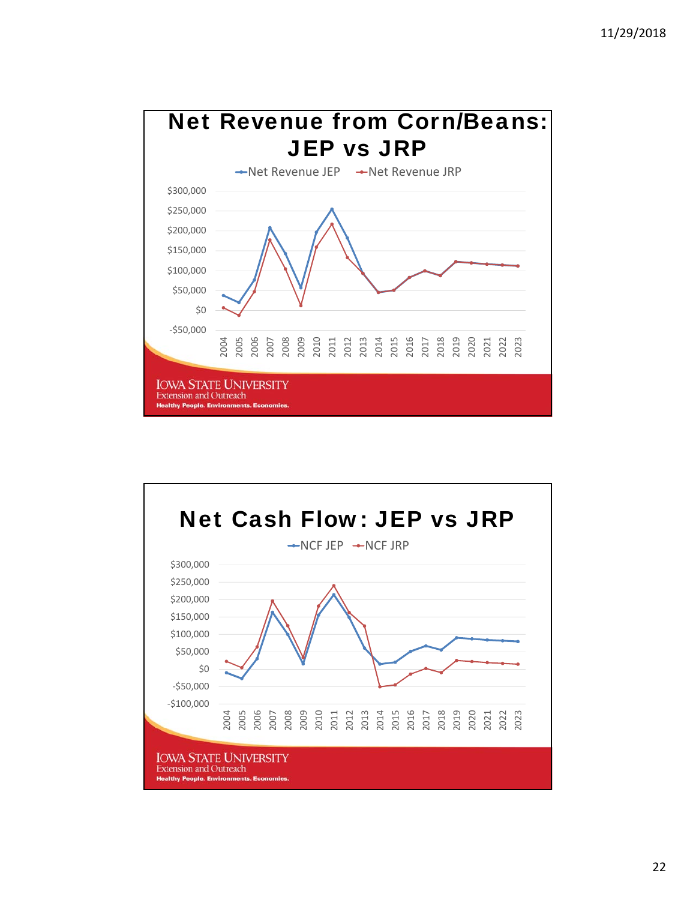## Net Revenue from Corn/Beans: JEP vs JRP

Net Revenue JEP — Net Revenue JRP

$300,000
$250,000
$200,000
$150,000
$100,000
$50,000
$0
-$50,000

2004 2005 2006 2007 2008 2009 2010 2011 2012 2013 2014 2015 2016 2017 2018 2019 2020 2021 2022 2023

IOWA STATE UNIVERSITY
Extension and Outreach
Healthy People. Environments. Economies.

## Net Cash Flow: JEP vs JRP

NCF JEP — NCF JRP

$300,000
$250,000
$200,000
$150,000
$100,000
$50,000
$0
-$50,000
-$100,000

2004 2005 2006 2007 2008 2009 2010 2011 2012 2013 2014 2015 2016 2017 2018 2019 2020 2021 2022 2023

IOWA STATE UNIVERSITY
Extension and Outreach
Healthy People. Environments. Economies.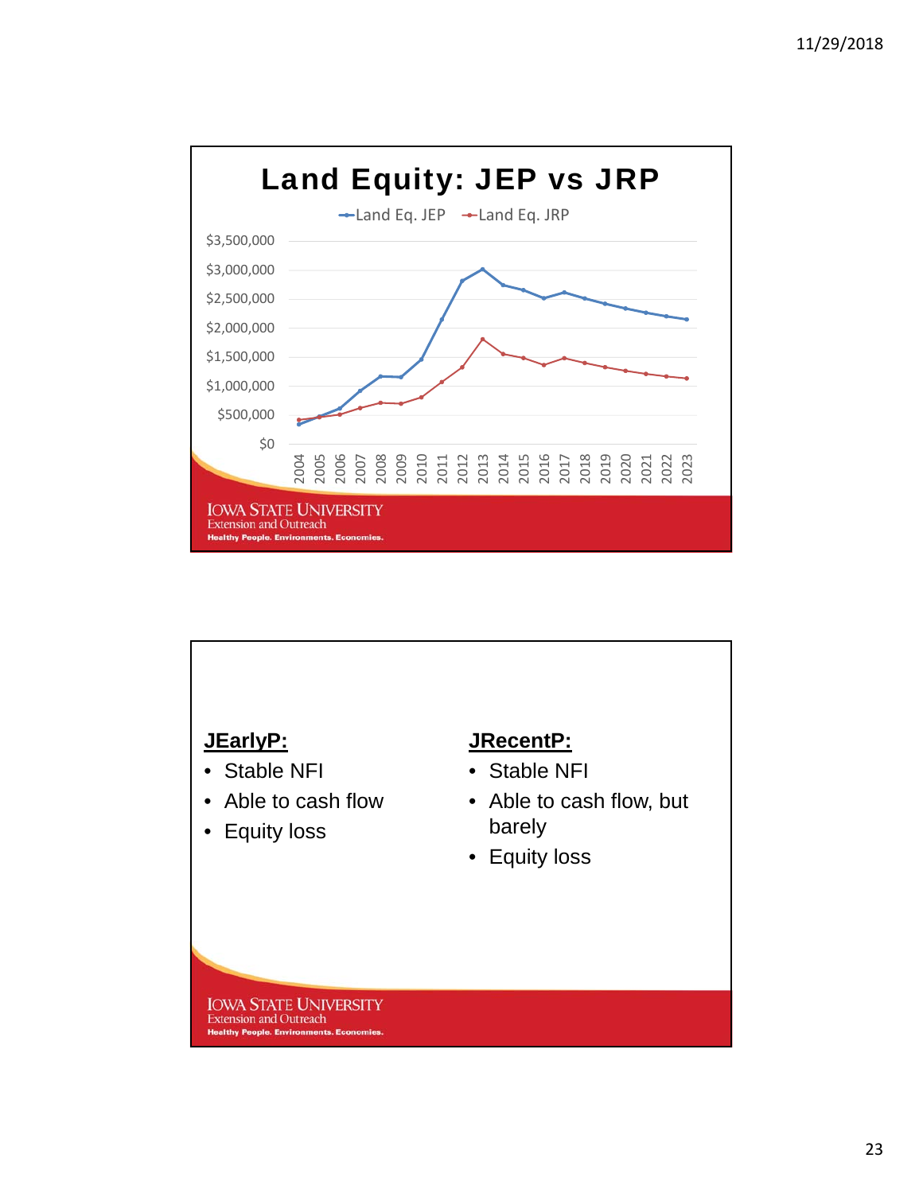## Land Equity: JEP vs JRP

Land Eq. JEP | Land Eq. JRP

$3,500,000
$3,000,000
$2,500,000
$2,000,000
$1,500,000
$1,000,000
$500,000
$0

2004 2005 2006 2007 2008 2009 2010 2011 2012 2013 2014 2015 2016 2017 2018 2019 2020 2021 2022 2023

---

**JEarlyP:**

- Stable NFI
- Able to cash flow
- Equity loss

**JRecentP:**

- Stable NFI
- Able to cash flow, but barely
- Equity loss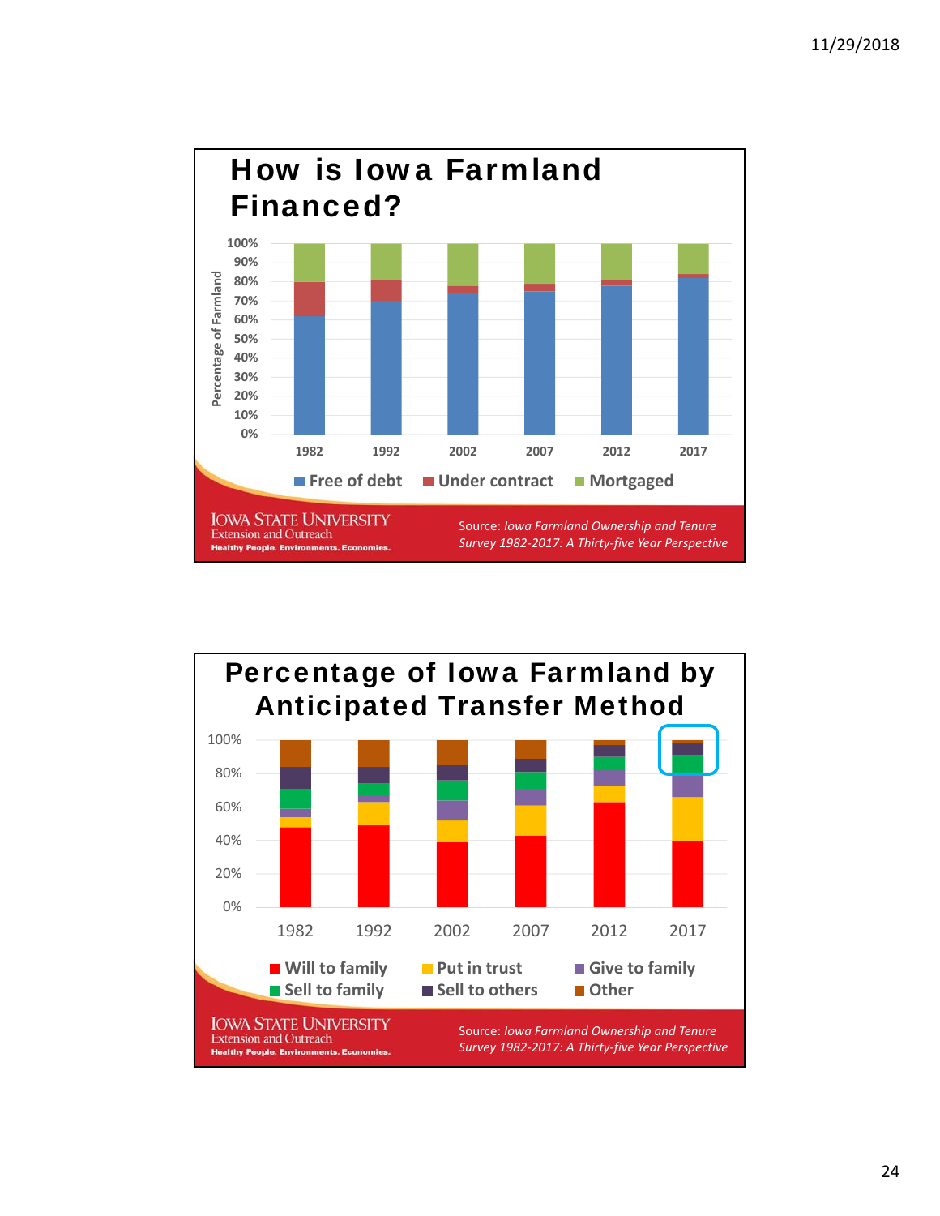## How is Iowa Farmland Financed?

Percentage of Farmland: 0%, 10%, 20%, 30%, 40%, 50%, 60%, 70%, 80%, 90%, 100%

1982, 1992, 2002, 2007, 2012, 2017

Free of debt, Under contract, Mortgaged

IOWA STATE UNIVERSITY
Extension and Outreach
Healthy People. Environments. Economies.

Source: *Iowa Farmland Ownership and Tenure Survey 1982-2017: A Thirty-five Year Perspective*

## Percentage of Iowa Farmland by Anticipated Transfer Method

0%, 20%, 40%, 60%, 80%, 100%

1982, 1992, 2002, 2007, 2012, 2017

Will to family, Put in trust, Give to family, Sell to family, Sell to others, Other

IOWA STATE UNIVERSITY
Extension and Outreach
Healthy People. Environments. Economies.

Source: *Iowa Farmland Ownership and Tenure Survey 1982-2017: A Thirty-five Year Perspective*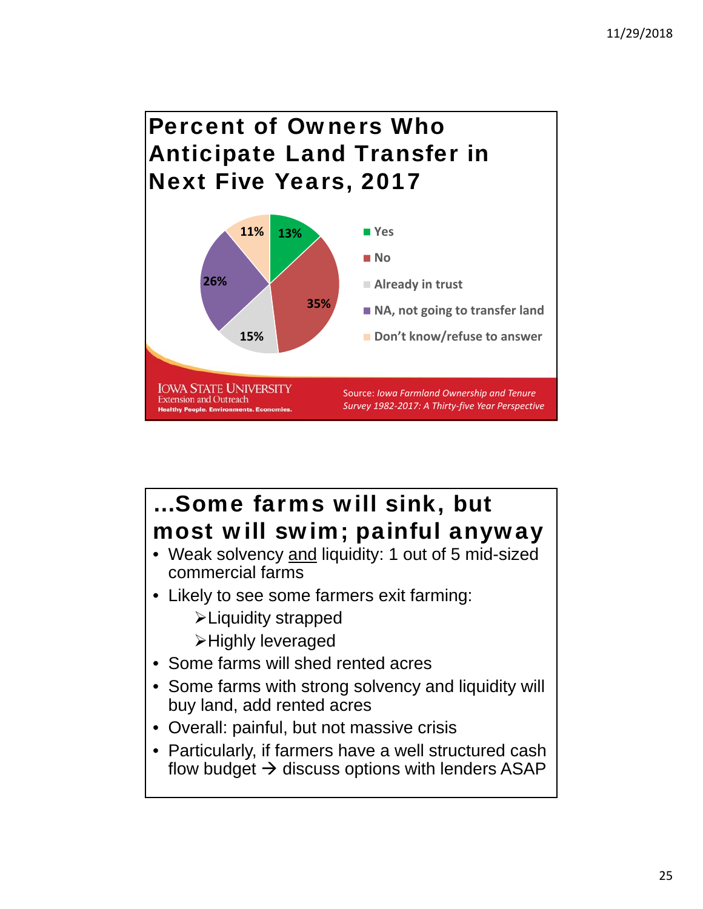## Percent of Owners Who Anticipate Land Transfer in Next Five Years, 2017

| Response | Percent |
|---|---|
| Yes | 13% |
| No | 35% |
| Already in trust | 15% |
| NA, not going to transfer land | 26% |
| Don't know/refuse to answer | 11% |

IOWA STATE UNIVERSITY
Extension and Outreach
Healthy People. Environments. Economies.

Source: *Iowa Farmland Ownership and Tenure Survey 1982-2017: A Thirty-five Year Perspective*

## …Some farms will sink, but most will swim; painful anyway

- Weak solvency and liquidity: 1 out of 5 mid-sized commercial farms
- Likely to see some farmers exit farming:
  - Liquidity strapped
  - Highly leveraged
- Some farms will shed rented acres
- Some farms with strong solvency and liquidity will buy land, add rented acres
- Overall: painful, but not massive crisis
- Particularly, if farmers have a well structured cash flow budget → discuss options with lenders ASAP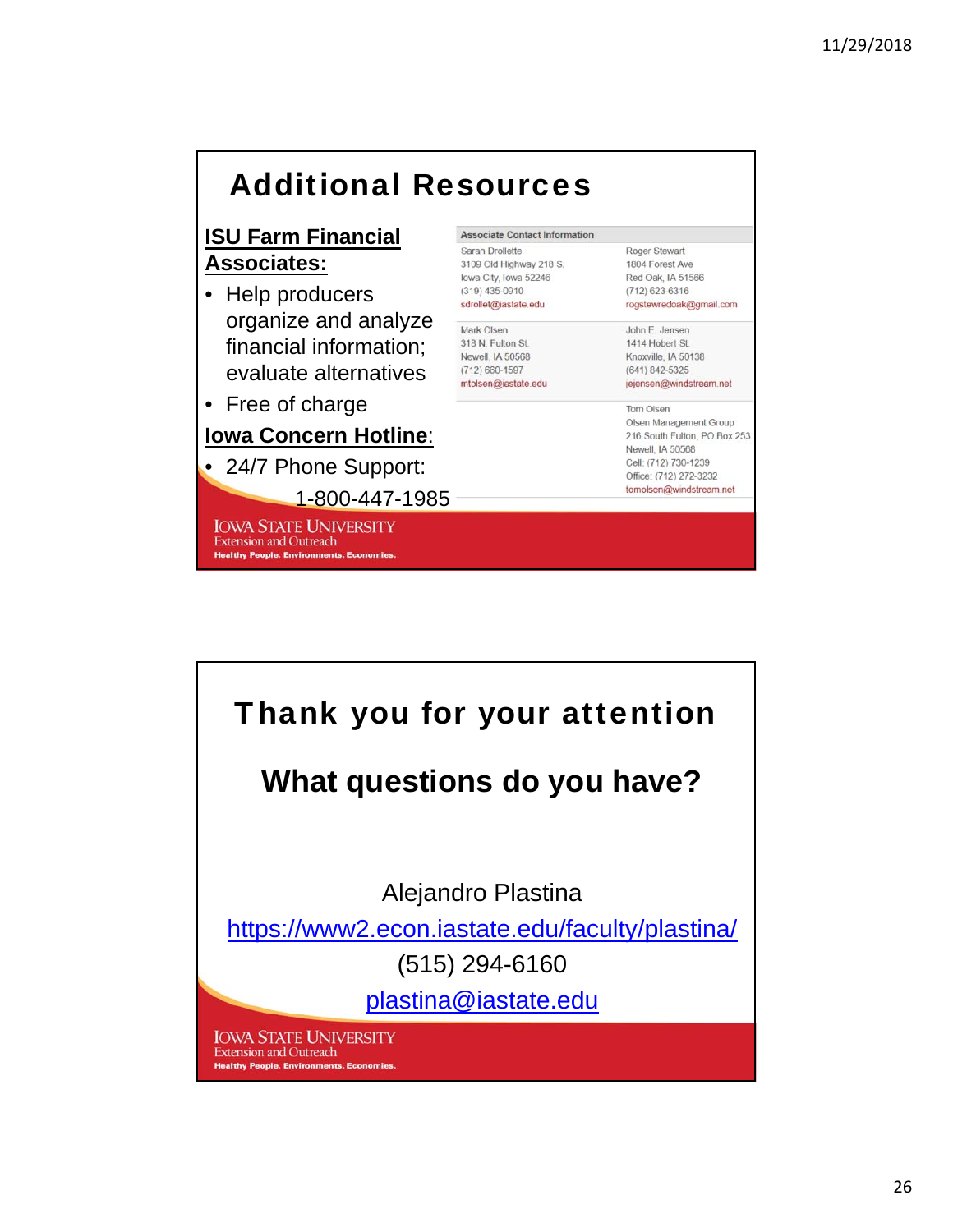# Additional Resources

**ISU Farm Financial Associates:**

- Help producers organize and analyze financial information; evaluate alternatives
- Free of charge

**Iowa Concern Hotline:**

- 24/7 Phone Support:
  1-800-447-1985

| Associate Contact Information | |
|---|---|
| Sarah Drollette<br>3109 Old Highway 218 S.<br>Iowa City, Iowa 52246<br>(319) 435-0910<br>sdrollet@iastate.edu | Roger Stewart<br>1804 Forest Ave<br>Red Oak, IA 51566<br>(712) 623-6316<br>rogstewredoak@gmail.com |
| Mark Olsen<br>318 N. Fulton St.<br>Newell, IA 50568<br>(712) 660-1597<br>mtolsen@iastate.edu | John E. Jensen<br>1414 Hobert St.<br>Knoxville, IA 50138<br>(641) 842-5325<br>jejensen@windstream.net |
| | Tom Olsen<br>Olsen Management Group<br>216 South Fulton, PO Box 253<br>Newell, IA 50568<br>Cell: (712) 730-1239<br>Office: (712) 272-3232<br>tomolsen@windstream.net |

IOWA STATE UNIVERSITY
Extension and Outreach
Healthy People. Environments. Economies.

# Thank you for your attention

## What questions do you have?

Alejandro Plastina

https://www2.econ.iastate.edu/faculty/plastina/

(515) 294-6160

plastina@iastate.edu

IOWA STATE UNIVERSITY
Extension and Outreach
Healthy People. Environments. Economies.